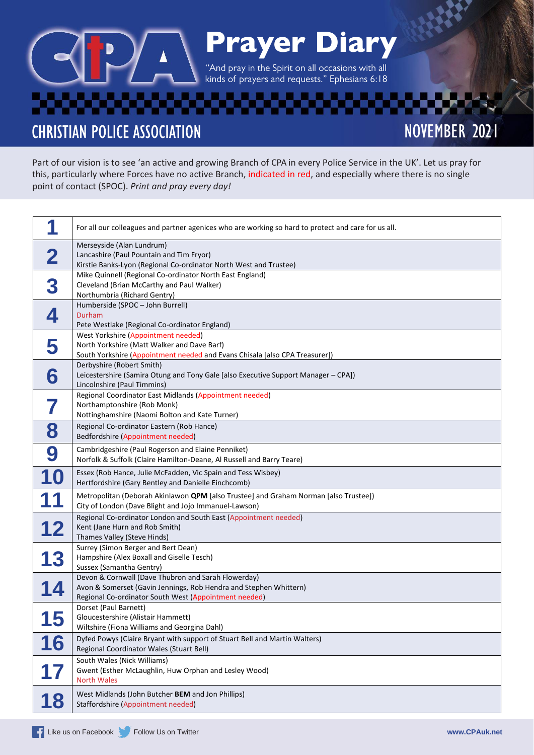# Prayer Diary

"And pray in the Spirit on all occasions with all kinds of prayers and requests." Ephesians 6:18

## CHRISTIAN POLICE ASSOCIATION

## NOVEMBER 2021

Part of our vision is to see 'an active and growing Branch of CPA in every Police Service in the UK'. Let us pray for this, particularly where Forces have no active Branch, indicated in red, and especially where there is no single point of contact (SPOC). *Print and pray every day!*

| | |
|---|---|
| **1** | For all our colleagues and partner agenices who are working so hard to protect and care for us all. |
| **2** | Merseyside (Alan Lundrum)<br>Lancashire (Paul Pountain and Tim Fryor)<br>Kirstie Banks-Lyon (Regional Co-ordinator North West and Trustee) |
| **3** | Mike Quinnell (Regional Co-ordinator North East England)<br>Cleveland (Brian McCarthy and Paul Walker)<br>Northumbria (Richard Gentry) |
| **4** | Humberside (SPOC – John Burrell)<br>Durham<br>Pete Westlake (Regional Co-ordinator England) |
| **5** | West Yorkshire (Appointment needed)<br>North Yorkshire (Matt Walker and Dave Barf)<br>South Yorkshire (Appointment needed and Evans Chisala [also CPA Treasurer]) |
| **6** | Derbyshire (Robert Smith)<br>Leicestershire (Samira Otung and Tony Gale [also Executive Support Manager – CPA])<br>Lincolnshire (Paul Timmins) |
| **7** | Regional Coordinator East Midlands (Appointment needed)<br>Northamptonshire (Rob Monk)<br>Nottinghamshire (Naomi Bolton and Kate Turner) |
| **8** | Regional Co-ordinator Eastern (Rob Hance)<br>Bedfordshire (Appointment needed) |
| **9** | Cambridgeshire (Paul Rogerson and Elaine Penniket)<br>Norfolk & Suffolk (Claire Hamilton-Deane, Al Russell and Barry Teare) |
| **10** | Essex (Rob Hance, Julie McFadden, Vic Spain and Tess Wisbey)<br>Hertfordshire (Gary Bentley and Danielle Einchcomb) |
| **11** | Metropolitan (Deborah Akinlawon **QPM** [also Trustee] and Graham Norman [also Trustee])<br>City of London (Dave Blight and Jojo Immanuel-Lawson) |
| **12** | Regional Co-ordinator London and South East (Appointment needed)<br>Kent (Jane Hurn and Rob Smith)<br>Thames Valley (Steve Hinds) |
| **13** | Surrey (Simon Berger and Bert Dean)<br>Hampshire (Alex Boxall and Giselle Tesch)<br>Sussex (Samantha Gentry) |
| **14** | Devon & Cornwall (Dave Thubron and Sarah Flowerday)<br>Avon & Somerset (Gavin Jennings, Rob Hendra and Stephen Whittern)<br>Regional Co-ordinator South West (Appointment needed) |
| **15** | Dorset (Paul Barnett)<br>Gloucestershire (Alistair Hammett)<br>Wiltshire (Fiona Williams and Georgina Dahl) |
| **16** | Dyfed Powys (Claire Bryant with support of Stuart Bell and Martin Walters)<br>Regional Coordinator Wales (Stuart Bell) |
| **17** | South Wales (Nick Williams)<br>Gwent (Esther McLaughlin, Huw Orphan and Lesley Wood)<br>North Wales |
| **18** | West Midlands (John Butcher **BEM** and Jon Phillips)<br>Staffordshire (Appointment needed) |

Like us on Facebook · Follow Us on Twitter · www.CPAuk.net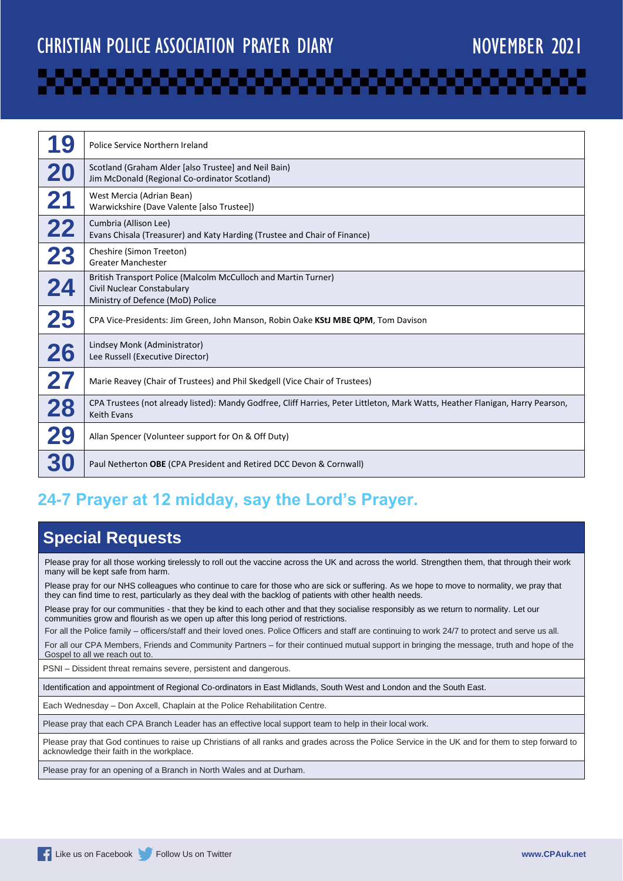# CHRISTIAN POLICE ASSOCIATION PRAYER DIARY — NOVEMBER 2021

| | |
|---|---|
| **19** | Police Service Northern Ireland |
| **20** | Scotland (Graham Alder [also Trustee] and Neil Bain)<br>Jim McDonald (Regional Co-ordinator Scotland) |
| **21** | West Mercia (Adrian Bean)<br>Warwickshire (Dave Valente [also Trustee]) |
| **22** | Cumbria (Allison Lee)<br>Evans Chisala (Treasurer) and Katy Harding (Trustee and Chair of Finance) |
| **23** | Cheshire (Simon Treeton)<br>Greater Manchester |
| **24** | British Transport Police (Malcolm McCulloch and Martin Turner)<br>Civil Nuclear Constabulary<br>Ministry of Defence (MoD) Police |
| **25** | CPA Vice-Presidents: Jim Green, John Manson, Robin Oake **KStJ MBE QPM**, Tom Davison |
| **26** | Lindsey Monk (Administrator)<br>Lee Russell (Executive Director) |
| **27** | Marie Reavey (Chair of Trustees) and Phil Skedgell (Vice Chair of Trustees) |
| **28** | CPA Trustees (not already listed): Mandy Godfree, Cliff Harries, Peter Littleton, Mark Watts, Heather Flanigan, Harry Pearson, Keith Evans |
| **29** | Allan Spencer (Volunteer support for On & Off Duty) |
| **30** | Paul Netherton **OBE** (CPA President and Retired DCC Devon & Cornwall) |

## 24-7 Prayer at 12 midday, say the Lord's Prayer.

## Special Requests

Please pray for all those working tirelessly to roll out the vaccine across the UK and across the world. Strengthen them, that through their work many will be kept safe from harm.

Please pray for our NHS colleagues who continue to care for those who are sick or suffering. As we hope to move to normality, we pray that they can find time to rest, particularly as they deal with the backlog of patients with other health needs.

Please pray for our communities - that they be kind to each other and that they socialise responsibly as we return to normality. Let our communities grow and flourish as we open up after this long period of restrictions.

For all the Police family – officers/staff and their loved ones. Police Officers and staff are continuing to work 24/7 to protect and serve us all.

For all our CPA Members, Friends and Community Partners – for their continued mutual support in bringing the message, truth and hope of the Gospel to all we reach out to.

PSNI – Dissident threat remains severe, persistent and dangerous.

Identification and appointment of Regional Co-ordinators in East Midlands, South West and London and the South East.

Each Wednesday – Don Axcell, Chaplain at the Police Rehabilitation Centre.

Please pray that each CPA Branch Leader has an effective local support team to help in their local work.

Please pray that God continues to raise up Christians of all ranks and grades across the Police Service in the UK and for them to step forward to acknowledge their faith in the workplace.

Please pray for an opening of a Branch in North Wales and at Durham.

Like us on Facebook Follow Us on Twitter **www.CPAuk.net**